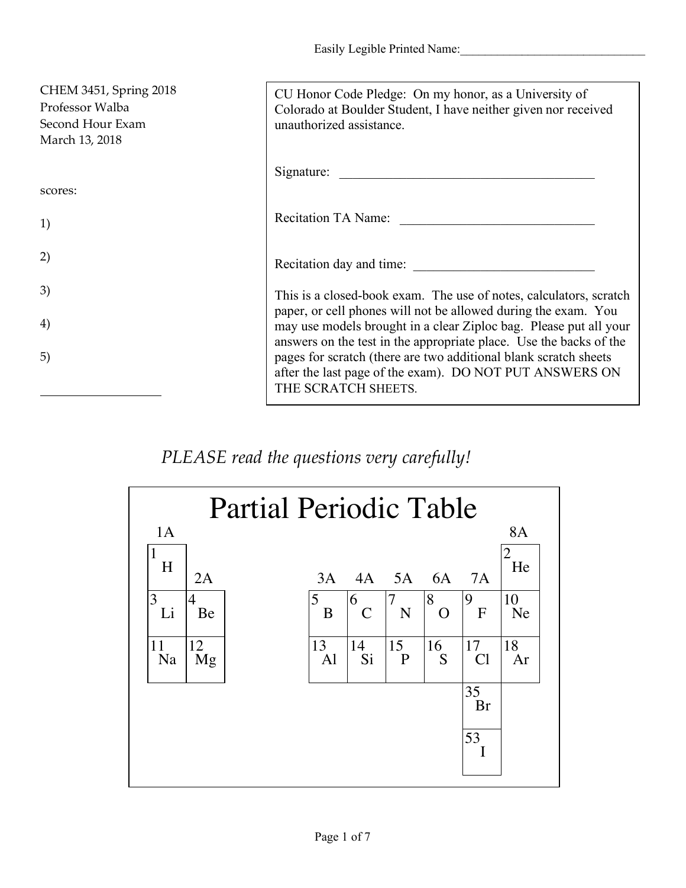Easily Legible Printed Name:_______________________________

CHEM 3451, Spring 2018
Professor Walba
Second Hour Exam
March 13, 2018

scores:

1)

2)

3)

4)

5)

___________________

CU Honor Code Pledge: On my honor, as a University of Colorado at Boulder Student, I have neither given nor received unauthorized assistance.

Signature: ________________________________________

Recitation TA Name: ______________________________

Recitation day and time: ____________________________

This is a closed-book exam. The use of notes, calculators, scratch paper, or cell phones will not be allowed during the exam. You may use models brought in a clear Ziploc bag. Please put all your answers on the test in the appropriate place. Use the backs of the pages for scratch (there are two additional blank scratch sheets after the last page of the exam). DO NOT PUT ANSWERS ON THE SCRATCH SHEETS.

*PLEASE read the questions very carefully!*

# Partial Periodic Table

| 1A | 2A | 3A | 4A | 5A | 6A | 7A | 8A |
|---|---|---|---|---|---|---|---|
| 1 H | | | | | | | 2 He |
| 3 Li | 4 Be | 5 B | 6 C | 7 N | 8 O | 9 F | 10 Ne |
| 11 Na | 12 Mg | 13 Al | 14 Si | 15 P | 16 S | 17 Cl | 18 Ar |
| | | | | | | 35 Br | |
| | | | | | | 53 I | |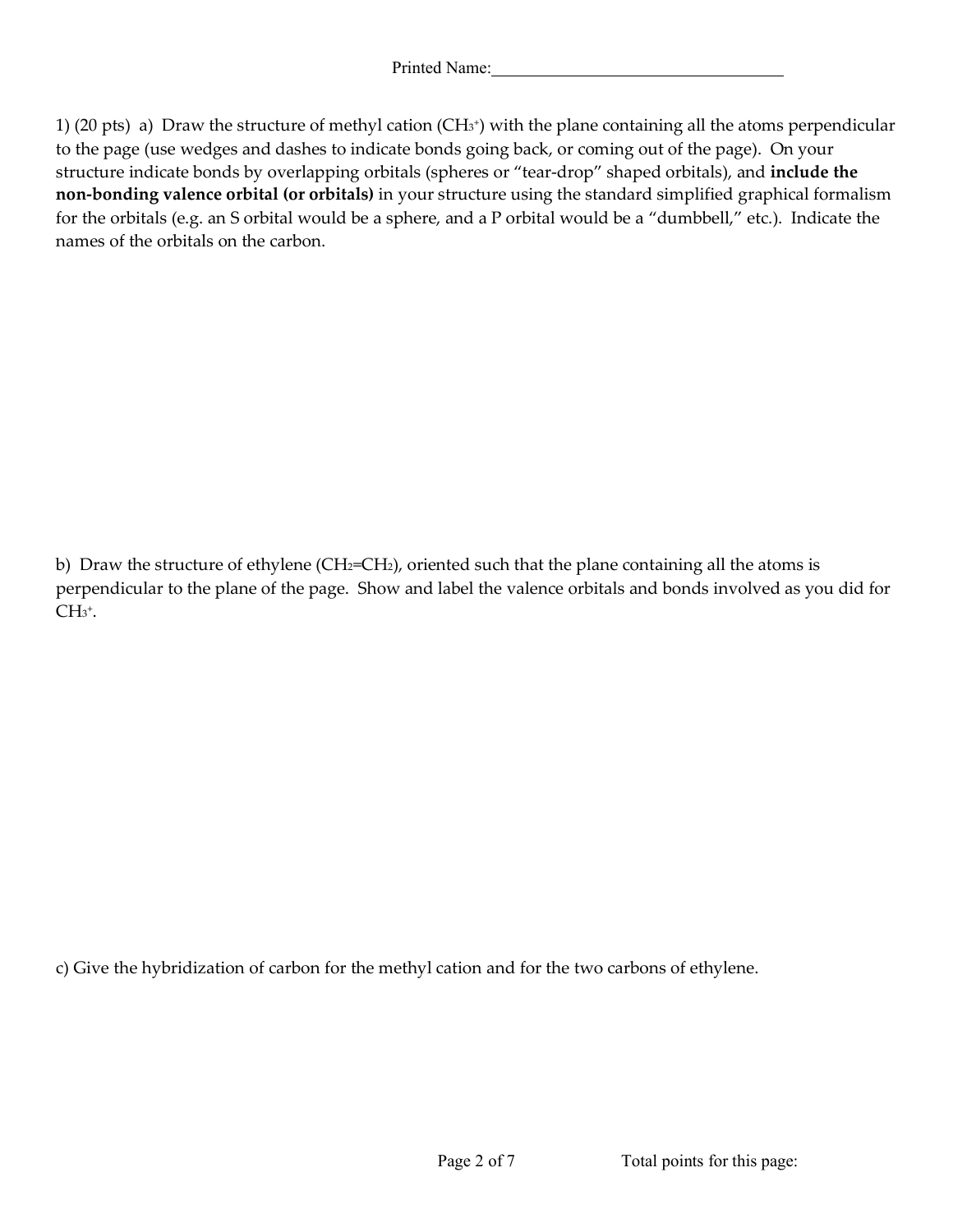Printed Name:________________________________

1) (20 pts) a) Draw the structure of methyl cation ($CH_3^+$) with the plane containing all the atoms perpendicular to the page (use wedges and dashes to indicate bonds going back, or coming out of the page). On your structure indicate bonds by overlapping orbitals (spheres or "tear-drop" shaped orbitals), and **include the non-bonding valence orbital (or orbitals)** in your structure using the standard simplified graphical formalism for the orbitals (e.g. an S orbital would be a sphere, and a P orbital would be a "dumbbell," etc.). Indicate the names of the orbitals on the carbon.

b) Draw the structure of ethylene ($CH_2$=$CH_2$), oriented such that the plane containing all the atoms is perpendicular to the plane of the page. Show and label the valence orbitals and bonds involved as you did for $CH_3^+$.

c) Give the hybridization of carbon for the methyl cation and for the two carbons of ethylene.

Total points for this page: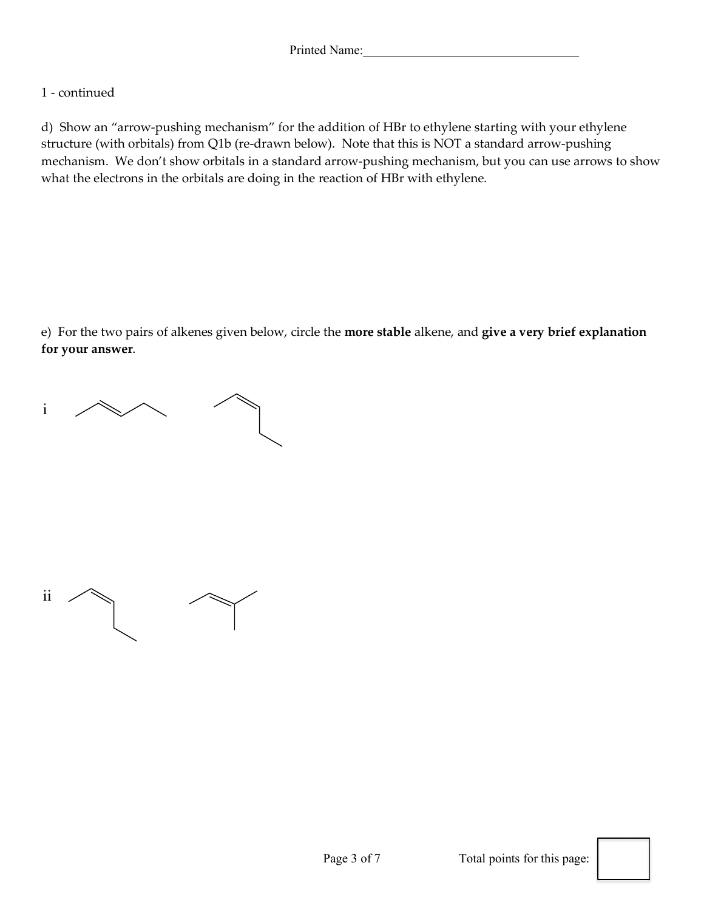1 - continued

d) Show an "arrow-pushing mechanism" for the addition of HBr to ethylene starting with your ethylene structure (with orbitals) from Q1b (re-drawn below). Note that this is NOT a standard arrow-pushing mechanism. We don't show orbitals in a standard arrow-pushing mechanism, but you can use arrows to show what the electrons in the orbitals are doing in the reaction of HBr with ethylene.

e) For the two pairs of alkenes given below, circle the **more stable** alkene, and **give a very brief explanation for your answer**.

i

ii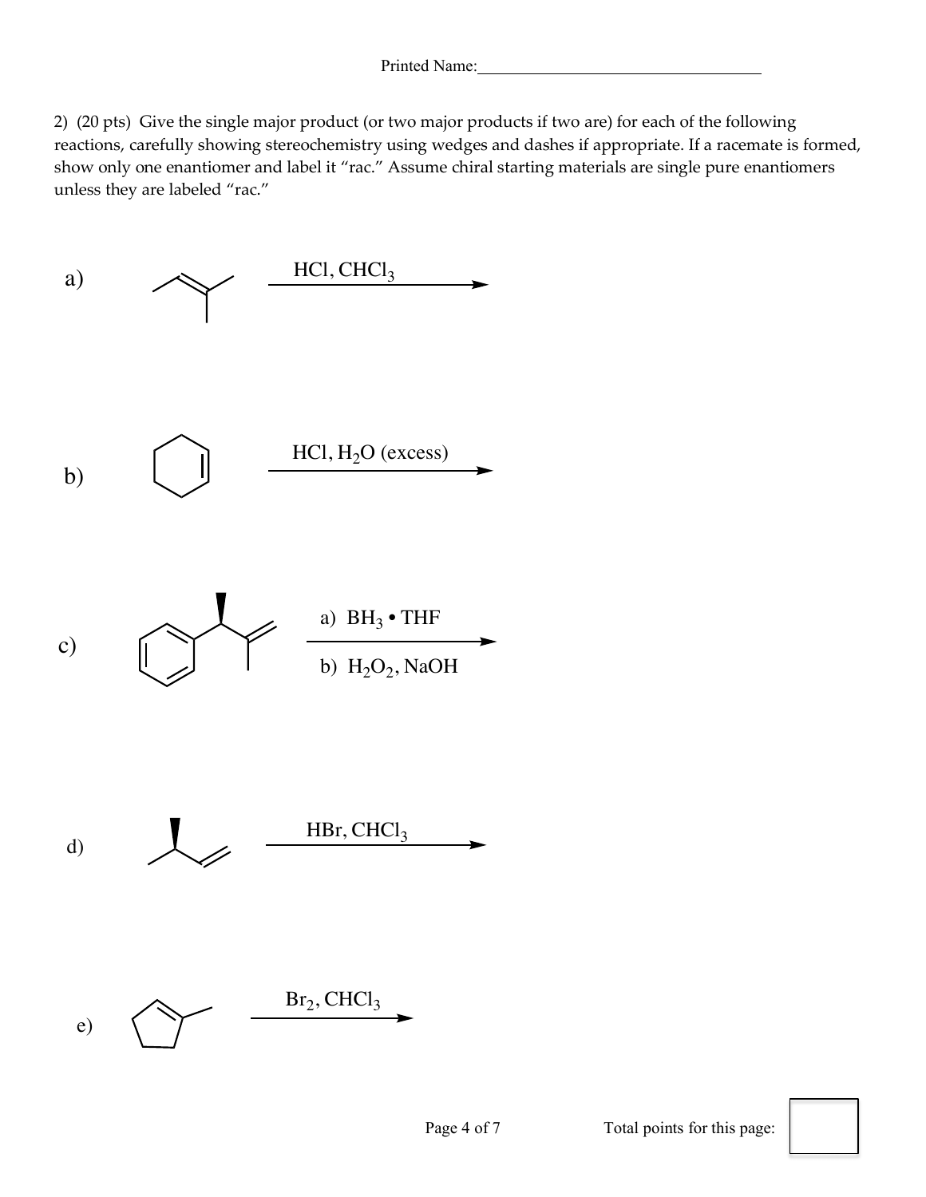Printed Name:

2) (20 pts) Give the single major product (or two major products if two are) for each of the following reactions, carefully showing stereochemistry using wedges and dashes if appropriate. If a racemate is formed, show only one enantiomer and label it "rac." Assume chiral starting materials are single pure enantiomers unless they are labeled "rac."

a) HCl, $CHCl_3$ →

b) HCl, $H_2O$ (excess) →

c) a) $BH_3$ • THF
b) $H_2O_2$, NaOH →

d) HBr, $CHCl_3$ →

e) $Br_2$, $CHCl_3$ →

Total points for this page: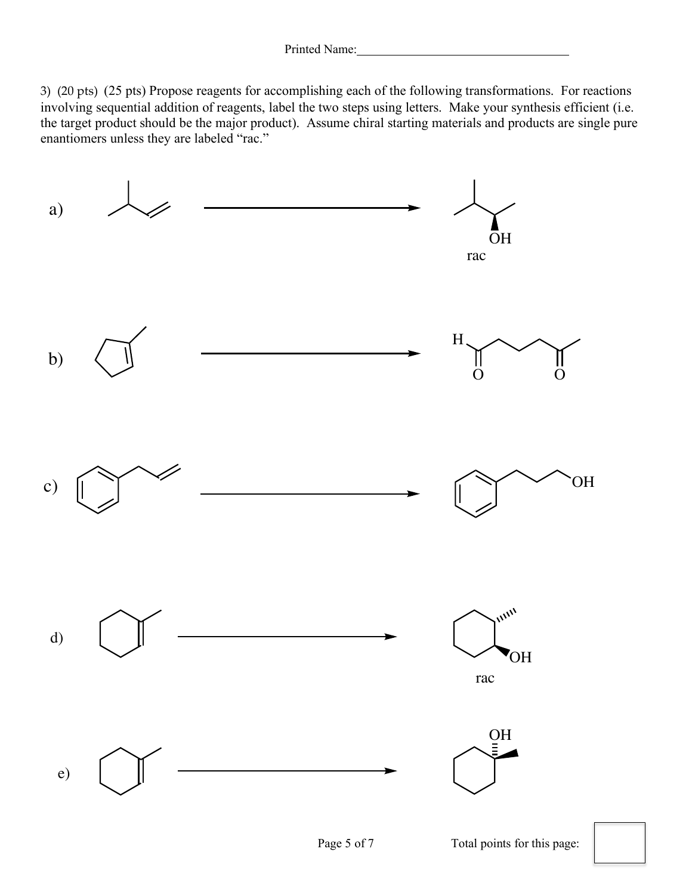Printed Name:___________________________________

3) (20 pts) (25 pts) Propose reagents for accomplishing each of the following transformations. For reactions involving sequential addition of reagents, label the two steps using letters. Make your synthesis efficient (i.e. the target product should be the major product). Assume chiral starting materials and products are single pure enantiomers unless they are labeled "rac."

a)

OH

rac

b)

H

O O

c)

OH

d)

OH

rac

e)

OH

Total points for this page: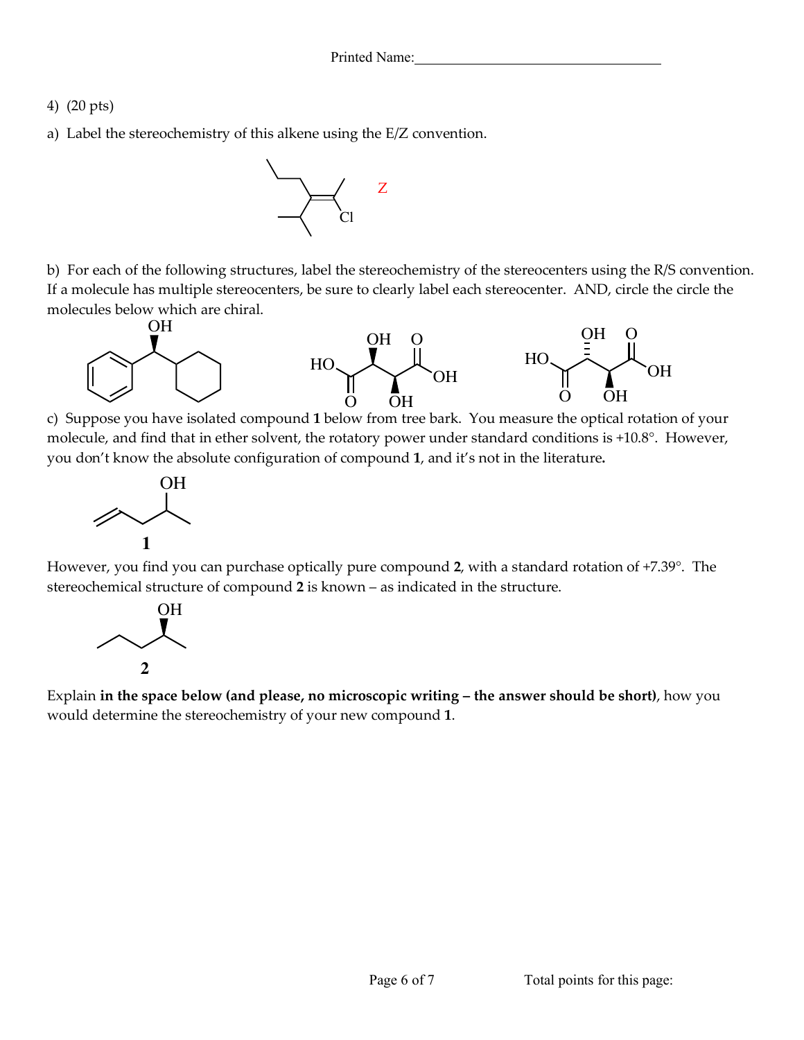Printed Name:_________________________________

4) (20 pts)

a) Label the stereochemistry of this alkene using the E/Z convention.

Cl

Z

b) For each of the following structures, label the stereochemistry of the stereocenters using the R/S convention. If a molecule has multiple stereocenters, be sure to clearly label each stereocenter. AND, circle the circle the molecules below which are chiral.

OH          HO  OH  O  OH  O  OH          HO  OH  O  OH  O  OH

c) Suppose you have isolated compound **1** below from tree bark. You measure the optical rotation of your molecule, and find that in ether solvent, the rotatory power under standard conditions is +10.8°. However, you don't know the absolute configuration of compound **1**, and it's not in the literature**.**

OH

**1**

However, you find you can purchase optically pure compound **2**, with a standard rotation of +7.39°. The stereochemical structure of compound **2** is known – as indicated in the structure.

OH

**2**

Explain **in the space below (and please, no microscopic writing – the answer should be short)**, how you would determine the stereochemistry of your new compound **1**.

Total points for this page: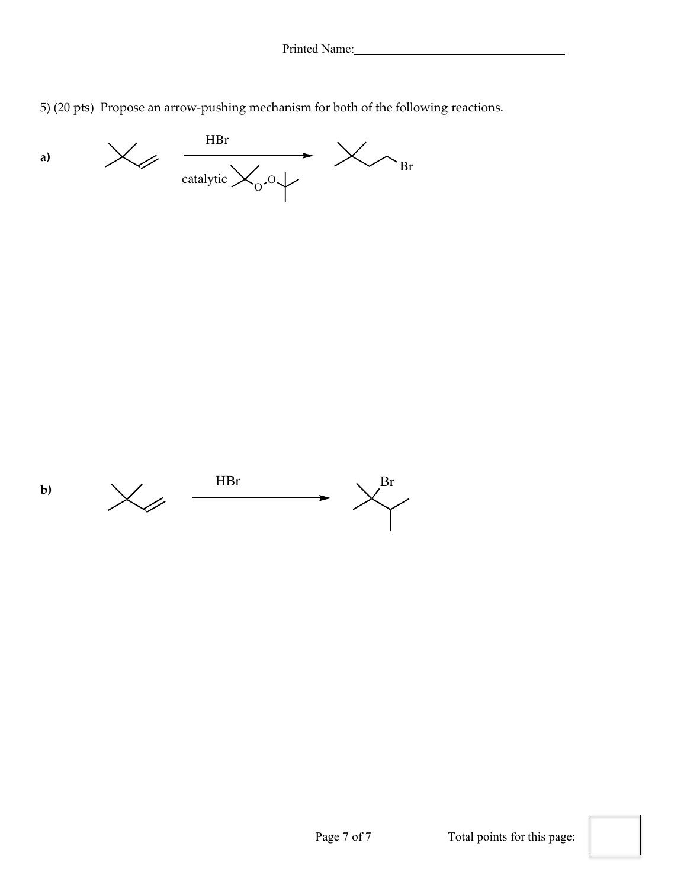5) (20 pts) Propose an arrow-pushing mechanism for both of the following reactions.

**a)**

HBr

catalytic

Br

**b)**

HBr

Br

Total points for this page: